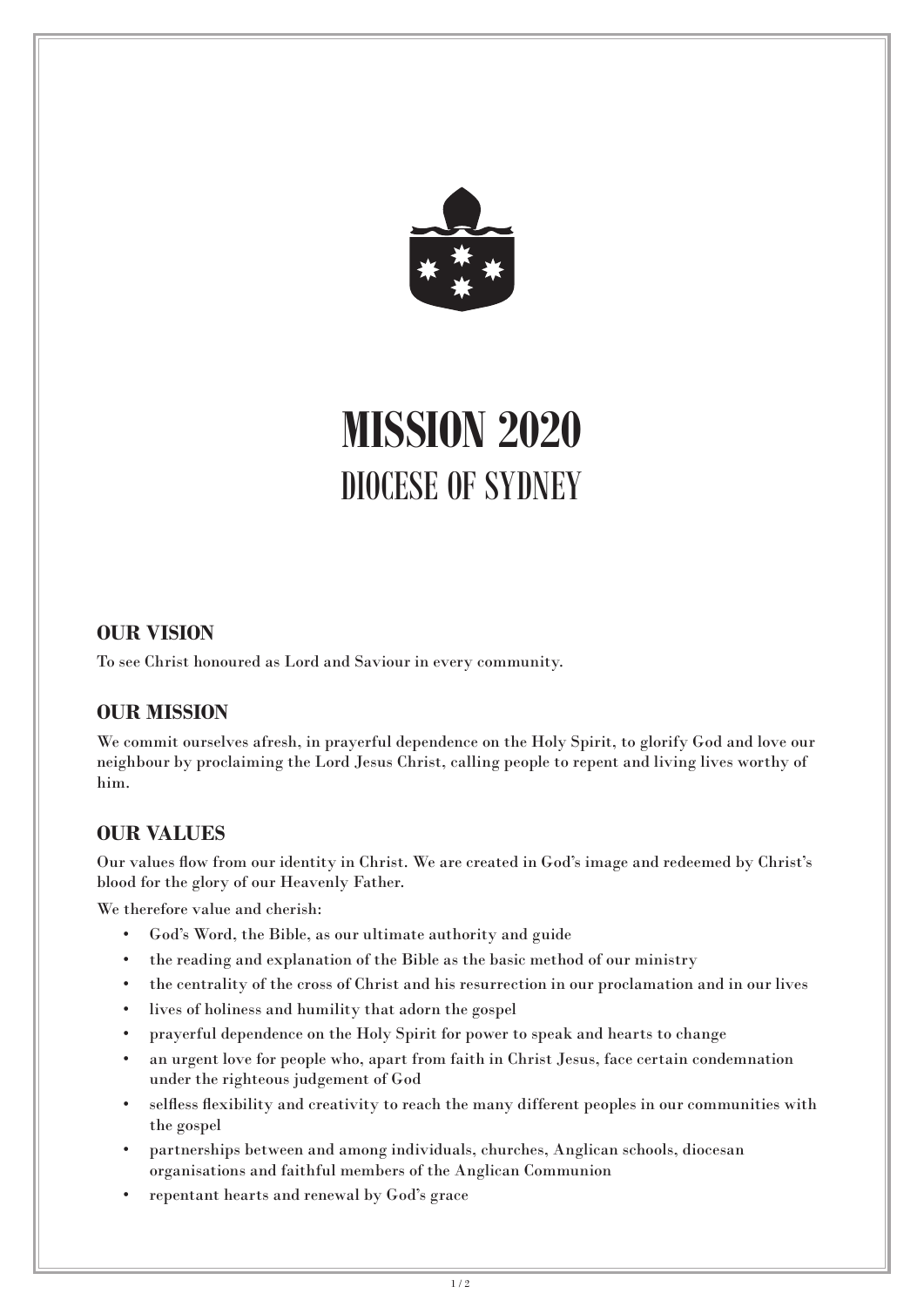# MISSION 2020

## DIOCESE OF SYDNEY

### OUR VISION

To see Christ honoured as Lord and Saviour in every community.

### OUR MISSION

We commit ourselves afresh, in prayerful dependence on the Holy Spirit, to glorify God and love our neighbour by proclaiming the Lord Jesus Christ, calling people to repent and living lives worthy of him.

### OUR VALUES

Our values flow from our identity in Christ. We are created in God's image and redeemed by Christ's blood for the glory of our Heavenly Father.

We therefore value and cherish:

- God's Word, the Bible, as our ultimate authority and guide
- the reading and explanation of the Bible as the basic method of our ministry
- the centrality of the cross of Christ and his resurrection in our proclamation and in our lives
- lives of holiness and humility that adorn the gospel
- prayerful dependence on the Holy Spirit for power to speak and hearts to change
- an urgent love for people who, apart from faith in Christ Jesus, face certain condemnation under the righteous judgement of God
- selfless flexibility and creativity to reach the many different peoples in our communities with the gospel
- partnerships between and among individuals, churches, Anglican schools, diocesan organisations and faithful members of the Anglican Communion
- repentant hearts and renewal by God's grace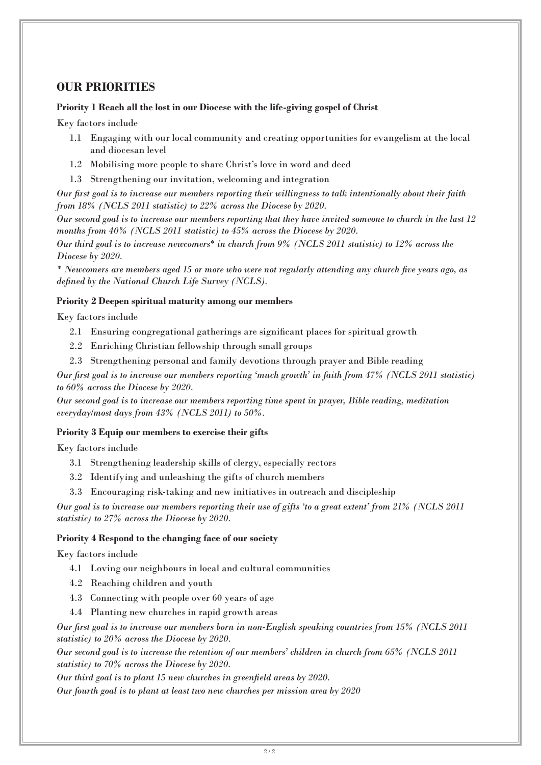## OUR PRIORITIES

**Priority 1 Reach all the lost in our Diocese with the life-giving gospel of Christ**

Key factors include

1.1 Engaging with our local community and creating opportunities for evangelism at the local and diocesan level

1.2 Mobilising more people to share Christ's love in word and deed

1.3 Strengthening our invitation, welcoming and integration

*Our first goal is to increase our members reporting their willingness to talk intentionally about their faith from 18% (NCLS 2011 statistic) to 22% across the Diocese by 2020.*

*Our second goal is to increase our members reporting that they have invited someone to church in the last 12 months from 40% (NCLS 2011 statistic) to 45% across the Diocese by 2020.*

*Our third goal is to increase newcomers* in church from 9% (NCLS 2011 statistic) to 12% across the Diocese by 2020.*

** Newcomers are members aged 15 or more who were not regularly attending any church five years ago, as defined by the National Church Life Survey (NCLS).*

**Priority 2 Deepen spiritual maturity among our members**

Key factors include

2.1 Ensuring congregational gatherings are significant places for spiritual growth

2.2 Enriching Christian fellowship through small groups

2.3 Strengthening personal and family devotions through prayer and Bible reading

*Our first goal is to increase our members reporting 'much growth' in faith from 47% (NCLS 2011 statistic) to 60% across the Diocese by 2020.*

*Our second goal is to increase our members reporting time spent in prayer, Bible reading, meditation everyday/most days from 43% (NCLS 2011) to 50%.*

**Priority 3 Equip our members to exercise their gifts**

Key factors include

3.1 Strengthening leadership skills of clergy, especially rectors

3.2 Identifying and unleashing the gifts of church members

3.3 Encouraging risk-taking and new initiatives in outreach and discipleship

*Our goal is to increase our members reporting their use of gifts 'to a great extent' from 21% (NCLS 2011 statistic) to 27% across the Diocese by 2020.*

**Priority 4 Respond to the changing face of our society**

Key factors include

4.1 Loving our neighbours in local and cultural communities

4.2 Reaching children and youth

4.3 Connecting with people over 60 years of age

4.4 Planting new churches in rapid growth areas

*Our first goal is to increase our members born in non-English speaking countries from 15% (NCLS 2011 statistic) to 20% across the Diocese by 2020.*

*Our second goal is to increase the retention of our members' children in church from 65% (NCLS 2011 statistic) to 70% across the Diocese by 2020.*

*Our third goal is to plant 15 new churches in greenfield areas by 2020.*

*Our fourth goal is to plant at least two new churches per mission area by 2020*